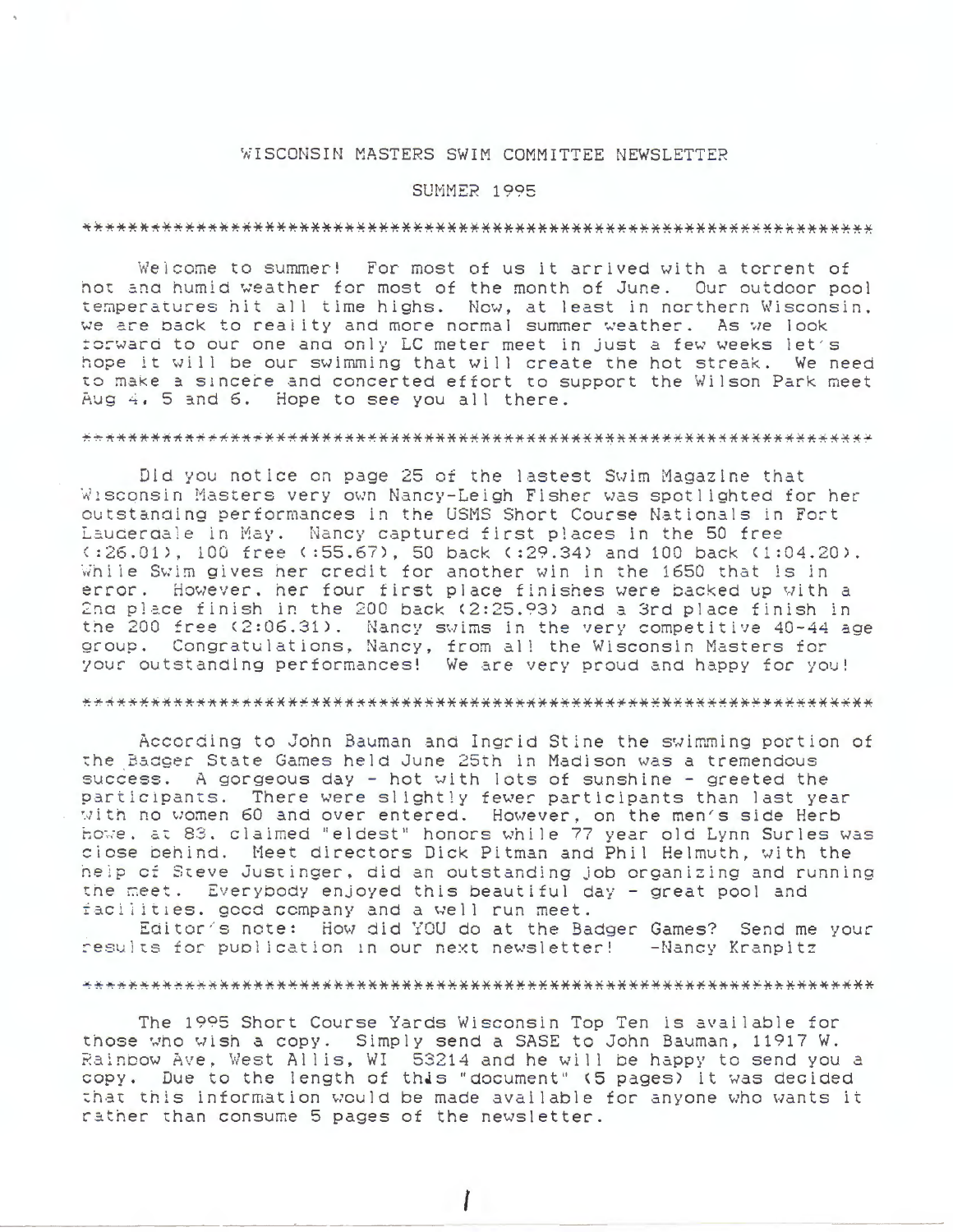# WISCONSIN MASTERS SWIM COMMITTEE NEWSLETTER

## SUMMER 1995

*****************************************************************

Welcome to summer! For most of us it arrived with a torrent of hot and humid weather for most of the month of June. Our outdoor pool temperatures hit all time highs. Now, at least in northern Wisconsin, we are back to reality and more normal summer weather. As we look forward to our one and only LC meter meet in just a few weeks let's hope it will be our swimming that will create the hot streak. We need to make a sincere and concerted effort to support the Wilson Park meet Aug 4, 5 and 6. Hope to see you all there.

*****************************************************************

Did you notice on page 25 of the lastest Swim Magazine that Wisconsin Masters very own Nancy-Leigh Fisher was spotlighted for her outstanding performances in the USMS Short Course Nationals in Fort Lauderdale in May. Nancy captured first places in the 50 free (:26.01), 100 free (:55.67), 50 back (:29.34) and 100 back (1:04.20). While Swim gives her credit for another win in the 1650 that is in error. However, her four first place finishes were backed up with a 2nd place finish in the 200 back (2:25.93) and a 3rd place finish in the 200 free (2:06.31). Nancy swims in the very competitive 40-44 age group. Congratulations, Nancy, from all the Wisconsin Masters for your outstanding performances! We are very proud and happy for you!

*****************************************************************

According to John Bauman and Ingrid Stine the swimming portion of the Badger State Games held June 25th in Madison was a tremendous success. A gorgeous day - hot with lots of sunshine - greeted the participants. There were slightly fewer participants than last year with no women 60 and over entered. However, on the men's side Herb Howe, at 83, claimed "eldest" honors while 77 year old Lynn Surles was close behind. Meet directors Dick Pitman and Phil Helmuth, with the help of Steve Justinger, did an outstanding job organizing and running the meet. Everybody enjoyed this beautiful day - great pool and facilities, good company and a well run meet.

Editor's note: How did YOU do at the Badger Games? Send me your results for publication in our next newsletter! -Nancy Kranpitz

*****************************************************************

The 1995 Short Course Yards Wisconsin Top Ten is available for those who wish a copy. Simply send a SASE to John Bauman, 11917 W. Rainbow Ave, West Allis, WI 53214 and he will be happy to send you a copy. Due to the length of this "document" (5 pages) it was decided that this information would be made available for anyone who wants it rather than consume 5 pages of the newsletter.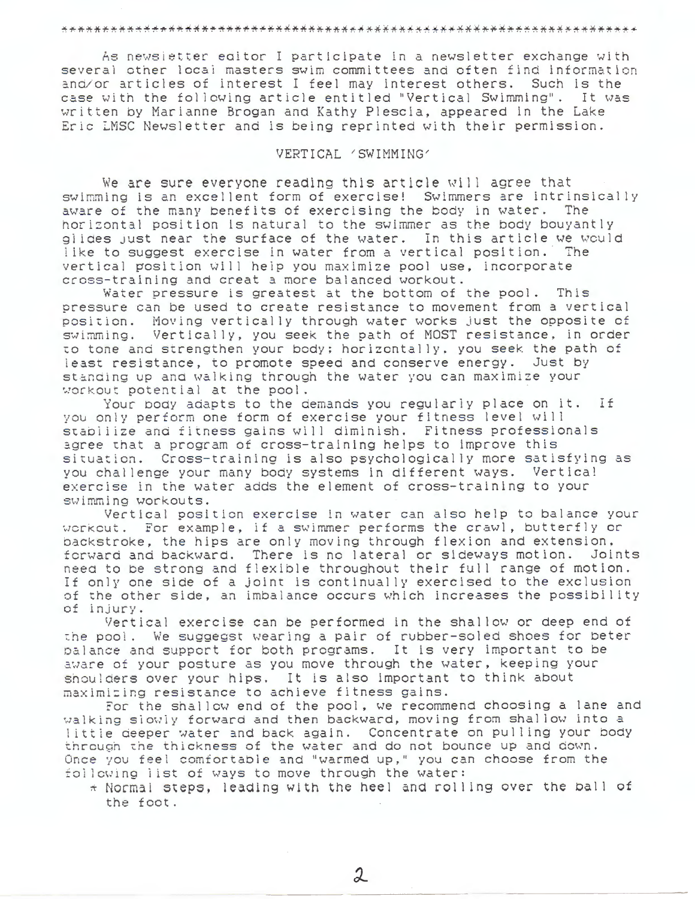As newsletter editor I participate in a newsletter exchange with several other local masters swim committees and often find information and/or articles of interest I feel may interest others. Such is the case with the following article entitled "Vertical Swimming". It was written by Marianne Brogan and Kathy Plescia, appeared in the Lake Erie LMSC Newsletter and is being reprinted with their permission.

## VERTICAL 'SWIMMING'

We are sure everyone reading this article will agree that swimming is an excellent form of exercise! Swimmers are intrinsically aware of the many benefits of exercising the body in water. The horizontal position is natural to the swimmer as the body bouyantly glides just near the surface of the water. In this article we would like to suggest exercise in water from a vertical position. The vertical position will help you maximize pool use, incorporate cross-training and creat a more balanced workout.

Water pressure is greatest at the bottom of the pool. This pressure can be used to create resistance to movement from a vertical position. Moving vertically through water works just the opposite of swimming. Vertically, you seek the path of MOST resistance, in order to tone and strengthen your body; horizontally, you seek the path of least resistance, to promote speed and conserve energy. Just by standing up and walking through the water you can maximize your workout potential at the pool.

Your body adapts to the demands you regularly place on it. If you only perform one form of exercise your fitness level will stabilize and fitness gains will diminish. Fitness professionals agree that a program of cross-training helps to improve this situation. Cross-training is also psychologically more satisfying as you challenge your many body systems in different ways. Vertical exercise in the water adds the element of cross-training to your swimming workouts.

Vertical position exercise in water can also help to balance your workout. For example, if a swimmer performs the crawl, butterfly or backstroke, the hips are only moving through flexion and extension, forward and backward. There is no lateral or sideways motion. Joints need to be strong and flexible throughout their full range of motion. If only one side of a joint is continually exercised to the exclusion of the other side, an imbalance occurs which increases the possibility of injury.

Vertical exercise can be performed in the shallow or deep end of the pool. We suggegst wearing a pair of rubber-soled shoes for beter balance and support for both programs. It is very important to be aware of your posture as you move through the water, keeping your shoulders over your hips. It is also important to think about maximizing resistance to achieve fitness gains.

For the shallow end of the pool, we recommend choosing a lane and walking slowly forward and then backward, moving from shallow into a little deeper water and back again. Concentrate on pulling your body through the thickness of the water and do not bounce up and down. Once you feel comfortable and "warmed up," you can choose from the following list of ways to move through the water:

* Normal steps, leading with the heel and rolling over the ball of the foot.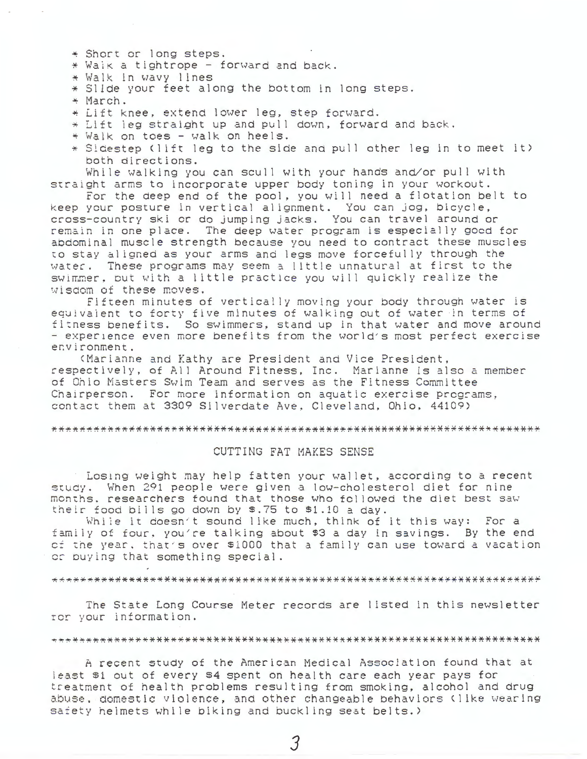* Short or long steps.
* Walk a tightrope - forward and back.
* Walk in wavy lines
* Slide your feet along the bottom in long steps.
* March.
* Lift knee, extend lower leg, step forward.
* Lift leg straight up and pull down, forward and back.
* Walk on toes - walk on heels.
* Sidestep (lift leg to the side and pull other leg in to meet it) both directions.

While walking you can scull with your hands and/or pull with straight arms to incorporate upper body toning in your workout.

For the deep end of the pool, you will need a flotation belt to keep your posture in vertical alignment. You can jog, bicycle, cross-country ski or do jumping jacks. You can travel around or remain in one place. The deep water program is especially good for abdominal muscle strength because you need to contract these muscles to stay aligned as your arms and legs move forcefully through the water. These programs may seem a little unnatural at first to the swimmer, but with a little practice you will quickly realize the wisdom of these moves.

Fifteen minutes of vertically moving your body through water is equivalent to forty five minutes of walking out of water in terms of fitness benefits. So swimmers, stand up in that water and move around - experience even more benefits from the world's most perfect exercise environment.

(Marianne and Kathy are President and Vice President, respectively, of All Around Fitness, Inc. Marianne is also a member of Ohio Masters Swim Team and serves as the Fitness Committee Chairperson. For more information on aquatic exercise programs, contact them at 3309 Silverdate Ave, Cleveland, Ohio, 44109)

*******************************************************************

## CUTTING FAT MAKES SENSE

Losing weight may help fatten your wallet, according to a recent study. When 291 people were given a low-cholesterol diet for nine months, researchers found that those who followed the diet best saw their food bills go down by $.75 to $1.10 a day.

While it doesn't sound like much, think of it this way: For a family of four, you're talking about $3 a day in savings. By the end of the year, that's over $1000 that a family can use toward a vacation or buying that something special.

*******************************************************************

The State Long Course Meter records are listed in this newsletter for your information.

*******************************************************************

A recent study of the American Medical Association found that at least $1 out of every $4 spent on health care each year pays for treatment of health problems resulting from smoking, alcohol and drug abuse, domestic violence, and other changeable behaviors (like wearing safety helmets while biking and buckling seat belts.)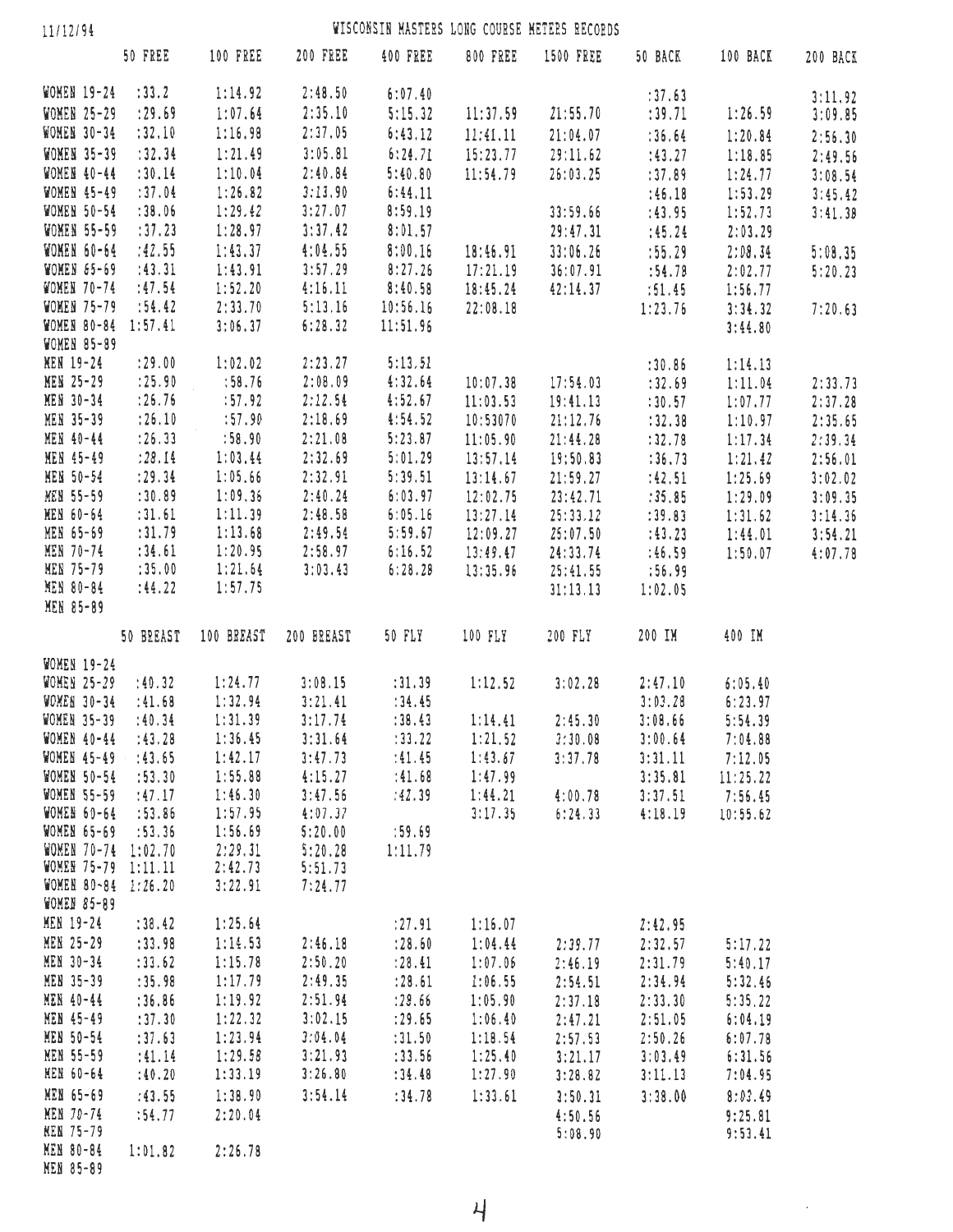11/12/94

# WISCONSIN MASTERS LONG COURSE METERS RECORDS

| | 50 FREE | 100 FREE | 200 FREE | 400 FREE | 800 FREE | 1500 FREE | 50 BACK | 100 BACK | 200 BACK |
|---|---|---|---|---|---|---|---|---|---|
| WOMEN 19-24 | :33.2 | 1:14.92 | 2:48.50 | 6:07.40 | | | :37.63 | | 3:11.92 |
| WOMEN 25-29 | :29.69 | 1:07.64 | 2:35.10 | 5:15.32 | 11:37.59 | 21:55.70 | :39.71 | 1:26.59 | 3:09.85 |
| WOMEN 30-34 | :32.10 | 1:16.98 | 2:37.05 | 6:43.12 | 11:41.11 | 21:04.07 | :36.64 | 1:20.84 | 2:56.30 |
| WOMEN 35-39 | :32.34 | 1:21.49 | 3:05.81 | 6:24.71 | 15:23.77 | 29:11.62 | :43.27 | 1:18.85 | 2:49.56 |
| WOMEN 40-44 | :30.14 | 1:10.04 | 2:40.84 | 5:40.80 | 11:54.79 | 26:03.25 | :37.89 | 1:24.77 | 3:08.54 |
| WOMEN 45-49 | :37.04 | 1:26.82 | 3:13.90 | 6:44.11 | | | :46.18 | 1:53.29 | 3:45.42 |
| WOMEN 50-54 | :38.06 | 1:29.42 | 3:27.07 | 8:59.19 | | 33:59.66 | :43.95 | 1:52.73 | 3:41.38 |
| WOMEN 55-59 | :37.23 | 1:28.97 | 3:37.42 | 8:01.57 | | 29:47.31 | :45.24 | 2:03.29 | |
| WOMEN 60-64 | :42.55 | 1:43.37 | 4:04.55 | 8:00.16 | 18:46.91 | 33:06.26 | :55.29 | 2:08.34 | 5:08.35 |
| WOMEN 65-69 | :43.31 | 1:43.91 | 3:57.29 | 8:27.26 | 17:21.19 | 36:07.91 | :54.78 | 2:02.77 | 5:20.23 |
| WOMEN 70-74 | :47.54 | 1:52.20 | 4:16.11 | 8:40.58 | 18:45.24 | 42:14.37 | :51.45 | 1:56.77 | |
| WOMEN 75-79 | :54.42 | 2:33.70 | 5:13.16 | 10:56.16 | 22:08.18 | | 1:23.76 | 3:34.32 | 7:20.63 |
| WOMEN 80-84 | 1:57.41 | 3:06.37 | 6:28.32 | 11:51.96 | | | | 3:44.80 | |
| WOMEN 85-89 | | | | | | | | | |
| MEN 19-24 | :29.00 | 1:02.02 | 2:23.27 | 5:13.51 | | | :30.86 | 1:14.13 | |
| MEN 25-29 | :25.90 | :58.76 | 2:08.09 | 4:32.64 | 10:07.38 | 17:54.03 | :32.69 | 1:11.04 | 2:33.73 |
| MEN 30-34 | :26.76 | :57.92 | 2:12.54 | 4:52.67 | 11:03.53 | 19:41.13 | :30.57 | 1:07.77 | 2:37.28 |
| MEN 35-39 | :26.10 | :57.90 | 2:18.69 | 4:54.52 | 10:53070 | 21:12.76 | :32.38 | 1:10.97 | 2:35.65 |
| MEN 40-44 | :26.33 | :58.90 | 2:21.08 | 5:23.87 | 11:05.90 | 21:44.28 | :32.78 | 1:17.34 | 2:39.34 |
| MEN 45-49 | :28.14 | 1:03.44 | 2:32.69 | 5:01.29 | 13:57.14 | 19:50.83 | :36.73 | 1:21.42 | 2:56.01 |
| MEN 50-54 | :29.34 | 1:05.66 | 2:32.91 | 5:39.51 | 13:14.67 | 21:59.27 | :42.51 | 1:25.69 | 3:02.02 |
| MEN 55-59 | :30.89 | 1:09.36 | 2:40.24 | 6:03.97 | 12:02.75 | 23:42.71 | :35.85 | 1:29.09 | 3:09.35 |
| MEN 60-64 | :31.61 | 1:11.39 | 2:48.58 | 6:05.16 | 13:27.14 | 25:33.12 | :39.83 | 1:31.62 | 3:14.36 |
| MEN 65-69 | :31.79 | 1:13.68 | 2:49.54 | 5:59.67 | 12:09.27 | 25:07.50 | :43.23 | 1:44.01 | 3:54.21 |
| MEN 70-74 | :34.61 | 1:20.95 | 2:58.97 | 6:16.52 | 13:49.47 | 24:33.74 | :46.59 | 1:50.07 | 4:07.78 |
| MEN 75-79 | :35.00 | 1:21.64 | 3:03.43 | 6:28.28 | 13:35.96 | 25:41.55 | :56.99 | | |
| MEN 80-84 | :44.22 | 1:57.75 | | | | 31:13.13 | 1:02.05 | | |
| MEN 85-89 | | | | | | | | | |

| | 50 BREAST | 100 BREAST | 200 BREAST | 50 FLY | 100 FLY | 200 FLY | 200 IM | 400 IM |
|---|---|---|---|---|---|---|---|---|
| WOMEN 19-24 | | | | | | | | |
| WOMEN 25-29 | :40.32 | 1:24.77 | 3:08.15 | :31.39 | 1:12.52 | 3:02.28 | 2:47.10 | 6:05.40 |
| WOMEN 30-34 | :41.68 | 1:32.94 | 3:21.41 | :34.45 | | | 3:03.28 | 6:23.97 |
| WOMEN 35-39 | :40.34 | 1:31.39 | 3:17.74 | :38.43 | 1:14.41 | 2:45.30 | 3:08.66 | 5:54.39 |
| WOMEN 40-44 | :43.28 | 1:36.45 | 3:31.64 | :33.22 | 1:21.52 | 3:30.08 | 3:00.64 | 7:04.88 |
| WOMEN 45-49 | :43.65 | 1:42.17 | 3:47.73 | :41.45 | 1:43.67 | 3:37.78 | 3:31.11 | 7:12.05 |
| WOMEN 50-54 | :53.30 | 1:55.88 | 4:15.27 | :41.68 | 1:47.99 | | 3:35.81 | 11:25.22 |
| WOMEN 55-59 | :47.17 | 1:46.30 | 3:47.56 | :42.39 | 1:44.21 | 4:00.78 | 3:37.51 | 7:56.45 |
| WOMEN 60-64 | :53.86 | 1:57.95 | 4:07.37 | | 3:17.35 | 6:24.33 | 4:18.19 | 10:55.62 |
| WOMEN 65-69 | :53.36 | 1:56.69 | 5:20.00 | :59.69 | | | | |
| WOMEN 70-74 | 1:02.70 | 2:29.31 | 5:20.28 | 1:11.79 | | | | |
| WOMEN 75-79 | 1:11.11 | 2:42.73 | 5:51.73 | | | | | |
| WOMEN 80-84 | 1:26.20 | 3:22.91 | 7:24.77 | | | | | |
| WOMEN 85-89 | | | | | | | | |
| MEN 19-24 | :38.42 | 1:25.64 | | :27.91 | 1:16.07 | | 2:42.95 | |
| MEN 25-29 | :33.98 | 1:14.53 | 2:46.18 | :28.60 | 1:04.44 | 2:39.77 | 2:32.57 | 5:17.22 |
| MEN 30-34 | :33.62 | 1:15.78 | 2:50.20 | :28.41 | 1:07.06 | 2:46.19 | 2:31.79 | 5:40.17 |
| MEN 35-39 | :35.98 | 1:17.79 | 2:49.35 | :28.61 | 1:06.55 | 2:54.51 | 2:34.94 | 5:32.46 |
| MEN 40-44 | :36.86 | 1:19.92 | 2:51.94 | :29.66 | 1:05.90 | 2:37.18 | 2:33.30 | 5:35.22 |
| MEN 45-49 | :37.30 | 1:22.32 | 3:02.15 | :29.65 | 1:06.40 | 2:47.21 | 2:51.05 | 6:04.19 |
| MEN 50-54 | :37.63 | 1:23.94 | 3:04.04 | :31.50 | 1:18.54 | 2:57.53 | 2:50.26 | 6:07.78 |
| MEN 55-59 | :41.14 | 1:29.58 | 3:21.93 | :33.56 | 1:25.40 | 3:21.17 | 3:03.49 | 6:31.56 |
| MEN 60-64 | :40.20 | 1:33.19 | 3:26.80 | :34.48 | 1:27.90 | 3:28.82 | 3:11.13 | 7:04.95 |
| MEN 65-69 | :43.55 | 1:38.90 | 3:54.14 | :34.78 | 1:33.61 | 3:50.31 | 3:38.00 | 8:03.49 |
| MEN 70-74 | :54.77 | 2:20.04 | | | | 4:50.56 | | 9:25.81 |
| MEN 75-79 | | | | | | 5:08.90 | | 9:53.41 |
| MEN 80-84 | 1:01.82 | 2:26.78 | | | | | | |
| MEN 85-89 | | | | | | | | |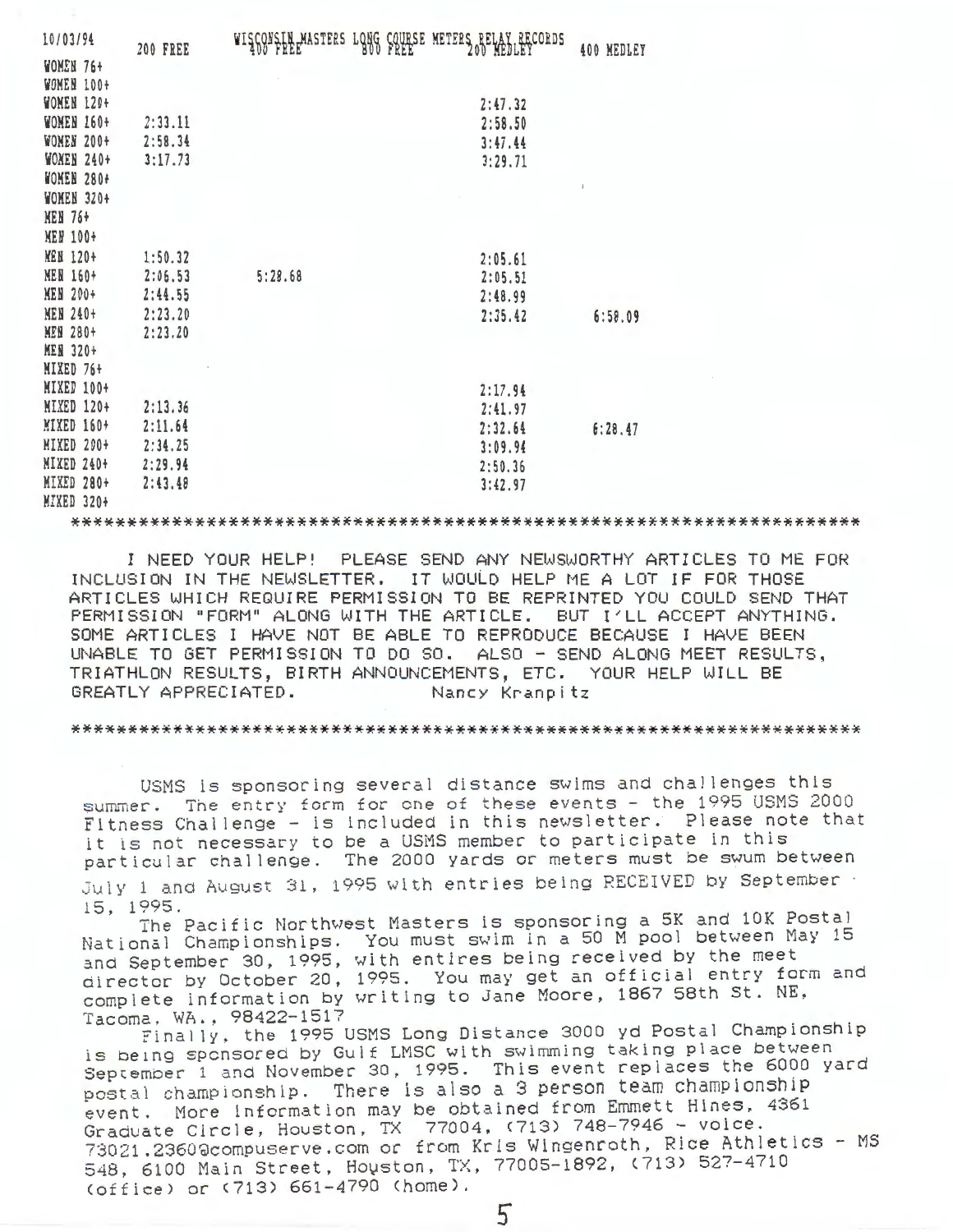10/03/94

# WISCONSIN MASTERS LONG COURSE METERS RELAY RECORDS

| | 200 FREE | 400 FREE | 800 FREE | 200 MEDLEY | 400 MEDLEY |
|---|---|---|---|---|---|
| WOMEN 76+ | | | | | |
| WOMEN 100+ | | | | | |
| WOMEN 120+ | | | | 2:47.32 | |
| WOMEN 160+ | 2:33.11 | | | 2:58.50 | |
| WOMEN 200+ | 2:58.34 | | | 3:47.44 | |
| WOMEN 240+ | 3:17.73 | | | 3:29.71 | |
| WOMEN 280+ | | | | | |
| WOMEN 320+ | | | | | |
| MEN 76+ | | | | | |
| MEN 100+ | | | | | |
| MEN 120+ | 1:50.32 | | | 2:05.61 | |
| MEN 160+ | 2:06.53 | 5:28.68 | | 2:05.51 | |
| MEN 200+ | 2:44.55 | | | 2:48.99 | |
| MEN 240+ | 2:23.20 | | | 2:35.42 | 6:58.09 |
| MEN 280+ | 2:23.20 | | | | |
| MEN 320+ | | | | | |
| MIXED 76+ | | | | | |
| MIXED 100+ | | | | 2:17.94 | |
| MIXED 120+ | 2:13.36 | | | 2:41.97 | |
| MIXED 160+ | 2:11.64 | | | 2:32.64 | 6:28.47 |
| MIXED 200+ | 2:34.25 | | | 3:09.94 | |
| MIXED 240+ | 2:29.94 | | | 2:50.36 | |
| MIXED 280+ | 2:43.48 | | | 3:42.97 | |
| MIXED 320+ | | | | | |

*****************************************************************

I NEED YOUR HELP! PLEASE SEND ANY NEWSWORTHY ARTICLES TO ME FOR INCLUSION IN THE NEWSLETTER. IT WOULD HELP ME A LOT IF FOR THOSE ARTICLES WHICH REQUIRE PERMISSION TO BE REPRINTED YOU COULD SEND THAT PERMISSION "FORM" ALONG WITH THE ARTICLE. BUT I'LL ACCEPT ANYTHING. SOME ARTICLES I HAVE NOT BE ABLE TO REPRODUCE BECAUSE I HAVE BEEN UNABLE TO GET PERMISSION TO DO SO. ALSO - SEND ALONG MEET RESULTS, TRIATHLON RESULTS, BIRTH ANNOUNCEMENTS, ETC. YOUR HELP WILL BE GREATLY APPRECIATED. Nancy Kranpitz

*****************************************************************

USMS is sponsoring several distance swims and challenges this summer. The entry form for one of these events - the 1995 USMS 2000 Fitness Challenge - is included in this newsletter. Please note that it is not necessary to be a USMS member to participate in this particular challenge. The 2000 yards or meters must be swum between July 1 and August 31, 1995 with entries being RECEIVED by September 15, 1995.

The Pacific Northwest Masters is sponsoring a 5K and 10K Postal National Championships. You must swim in a 50 M pool between May 15 and September 30, 1995, with entires being received by the meet director by October 20, 1995. You may get an official entry form and complete information by writing to Jane Moore, 1867 58th St. NE, Tacoma, WA., 98422-1517

Finally, the 1995 USMS Long Distance 3000 yd Postal Championship is being sponsored by Gulf LMSC with swimming taking place between September 1 and November 30, 1995. This event replaces the 6000 yard postal championship. There is also a 3 person team championship event. More information may be obtained from Emmett Hines, 4361 Graduate Circle, Houston, TX 77004, (713) 748-7946 - voice. 73021.2360@compuserve.com or from Kris Wingenroth, Rice Athletics - MS 548, 6100 Main Street, Houston, TX, 77005-1892, (713) 527-4710 (office) or (713) 661-4790 (home).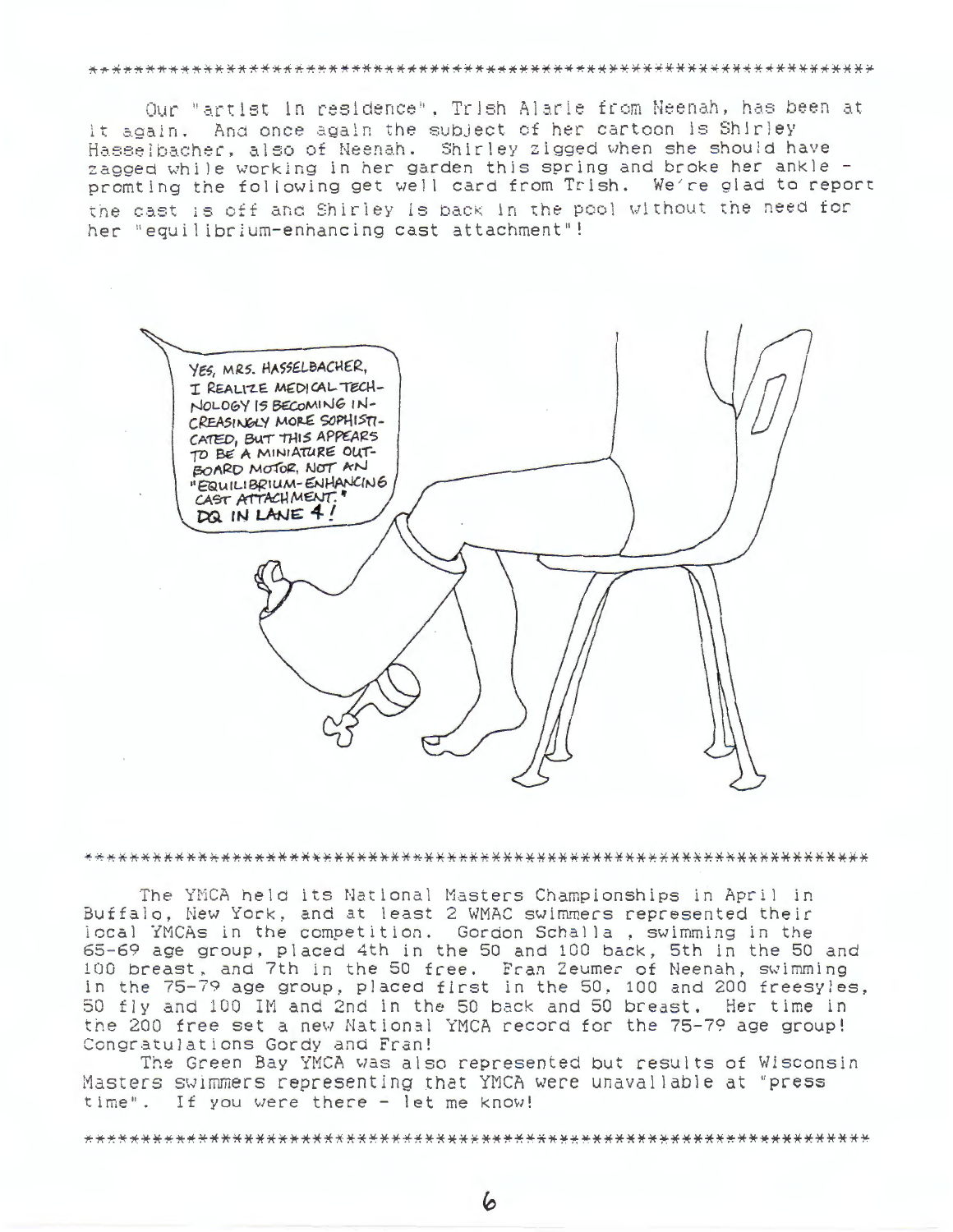---

Our "artist in residence", Trish Alarie from Neenah, has been at it again. And once again the subject of her cartoon is Shirley Hasselbacher, also of Neenah. Shirley zigged when she should have zagged while working in her garden this spring and broke her ankle - promting the following get well card from Trish. We're glad to report the cast is off and Shirley is back in the pool without the need for her "equilibrium-enhancing cast attachment"!

YES, MRS. HASSELBACHER, I REALIZE MEDICAL TECHNOLOGY IS BECOMING INCREASINGLY MORE SOPHISTICATED, BUT THIS APPEARS TO BE A MINIATURE OUTBOARD MOTOR, NOT AN "EQUILIBRIUM-ENHANCING CAST ATTACHMENT." DQ IN LANE 4!

---

The YMCA held its National Masters Championships in April in Buffalo, New York, and at least 2 WMAC swimmers represented their local YMCAs in the competition. Gordon Schalla , swimming in the 65-69 age group, placed 4th in the 50 and 100 back, 5th in the 50 and 100 breast, and 7th in the 50 free. Fran Zeumer of Neenah, swimming in the 75-79 age group, placed first in the 50, 100 and 200 freesyles, 50 fly and 100 IM and 2nd in the 50 back and 50 breast. Her time in the 200 free set a new National YMCA record for the 75-79 age group! Congratulations Gordy and Fran!

The Green Bay YMCA was also represented but results of Wisconsin Masters swimmers representing that YMCA were unavailable at "press time". If you were there - let me know!

---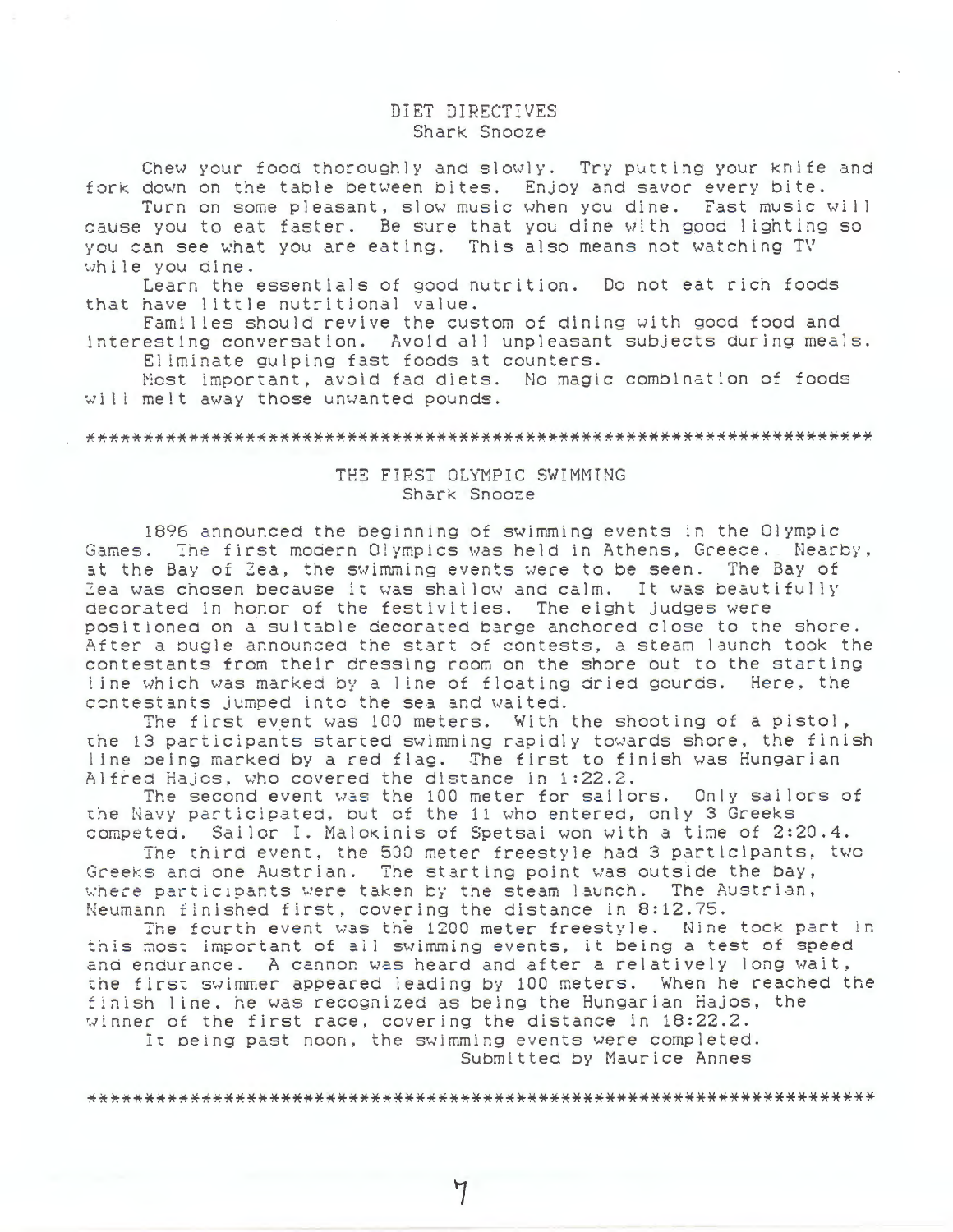## DIET DIRECTIVES
Shark Snooze

Chew your food thoroughly and slowly. Try putting your knife and fork down on the table between bites. Enjoy and savor every bite.

Turn on some pleasant, slow music when you dine. Fast music will cause you to eat faster. Be sure that you dine with good lighting so you can see what you are eating. This also means not watching TV while you dine.

Learn the essentials of good nutrition. Do not eat rich foods that have little nutritional value.

Families should revive the custom of dining with good food and interesting conversation. Avoid all unpleasant subjects during meals.

Eliminate gulping fast foods at counters.

Most important, avoid fad diets. No magic combination of foods will melt away those unwanted pounds.

*****************************************************************

## THE FIRST OLYMPIC SWIMMING
Shark Snooze

1896 announced the beginning of swimming events in the Olympic Games. The first modern Olympics was held in Athens, Greece. Nearby, at the Bay of Zea, the swimming events were to be seen. The Bay of Zea was chosen because it was shallow and calm. It was beautifully decorated in honor of the festivities. The eight judges were positioned on a suitable decorated barge anchored close to the shore. After a bugle announced the start of contests, a steam launch took the contestants from their dressing room on the shore out to the starting line which was marked by a line of floating dried gourds. Here, the contestants jumped into the sea and waited.

The first event was 100 meters. With the shooting of a pistol, the 13 participants started swimming rapidly towards shore, the finish line being marked by a red flag. The first to finish was Hungarian Alfred Hajos, who covered the distance in 1:22.2.

The second event was the 100 meter for sailors. Only sailors of the Navy participated, but of the 11 who entered, only 3 Greeks competed. Sailor I. Malokinis of Spetsai won with a time of 2:20.4.

The third event, the 500 meter freestyle had 3 participants, two Greeks and one Austrian. The starting point was outside the bay, where participants were taken by the steam launch. The Austrian, Neumann finished first, covering the distance in 8:12.75.

The fourth event was the 1200 meter freestyle. Nine took part in this most important of all swimming events, it being a test of speed and endurance. A cannon was heard and after a relatively long wait, the first swimmer appeared leading by 100 meters. When he reached the finish line, he was recognized as being the Hungarian Hajos, the winner of the first race, covering the distance in 18:22.2.

It being past noon, the swimming events were completed.

Submitted by Maurice Annes

*****************************************************************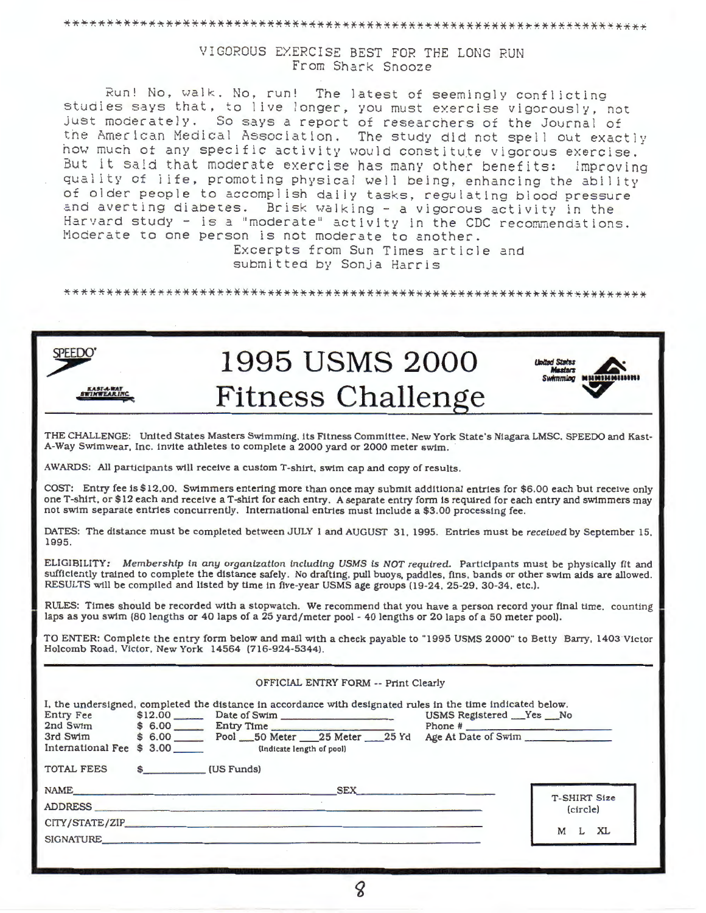\*\*\*\*\*\*\*\*\*\*\*\*\*\*\*\*\*\*\*\*\*\*\*\*\*\*\*\*\*\*\*\*\*\*\*\*\*\*\*\*\*\*\*\*\*\*\*\*\*\*\*\*\*\*\*\*\*\*\*\*\*\*\*\*\*\*

## VIGOROUS EXERCISE BEST FOR THE LONG RUN
From Shark Snooze

Run! No, walk. No, run! The latest of seemingly conflicting studies says that, to live longer, you must exercise vigorously, not just moderately. So says a report of researchers of the Journal of the American Medical Association. The study did not spell out exactly how much of any specific activity would constitute vigorous exercise. But it said that moderate exercise has many other benefits: improving quality of life, promoting physical well being, enhancing the ability of older people to accomplish daily tasks, regulating blood pressure and averting diabetes. Brisk walking - a vigorous activity in the Harvard study - is a "moderate" activity in the CDC recommendations. Moderate to one person is not moderate to another.

Excerpts from Sun Times article and submitted by Sonja Harris

\*\*\*\*\*\*\*\*\*\*\*\*\*\*\*\*\*\*\*\*\*\*\*\*\*\*\*\*\*\*\*\*\*\*\*\*\*\*\*\*\*\*\*\*\*\*\*\*\*\*\*\*\*\*\*\*\*\*\*\*\*\*\*\*\*\*

SPEEDO — KAST-A-WAY SWIMWEAR INC — United States Masters Swimming

# 1995 USMS 2000 Fitness Challenge

THE CHALLENGE: United States Masters Swimming, its Fitness Committee, New York State's Niagara LMSC, SPEEDO and Kast-A-Way Swimwear, Inc. invite athletes to complete a 2000 yard or 2000 meter swim.

AWARDS: All participants will receive a custom T-shirt, swim cap and copy of results.

COST: Entry fee is $12.00. Swimmers entering more than once may submit additional entries for $6.00 each but receive only one T-shirt, or $12 each and receive a T-shirt for each entry. A separate entry form is required for each entry and swimmers may not swim separate entries concurrently. International entries must include a $3.00 processing fee.

DATES: The distance must be completed between JULY 1 and AUGUST 31, 1995. Entries must be *received* by September 15, 1995.

ELIGIBILITY: *Membership in any organization including USMS is NOT required.* Participants must be physically fit and sufficiently trained to complete the distance safely. No drafting, pull buoys, paddles, fins, bands or other swim aids are allowed. RESULTS will be compiled and listed by time in five-year USMS age groups (19-24, 25-29, 30-34, etc.).

RULES: Times should be recorded with a stopwatch. We recommend that you have a person record your final time, counting laps as you swim (80 lengths or 40 laps of a 25 yard/meter pool - 40 lengths or 20 laps of a 50 meter pool).

TO ENTER: Complete the entry form below and mail with a check payable to "1995 USMS 2000" to Betty Barry, 1403 Victor Holcomb Road, Victor, New York 14564 (716-924-5344).

### OFFICIAL ENTRY FORM -- Print Clearly

I, the undersigned, completed the distance in accordance with designated rules in the time indicated below.

| | | | |
|---|---|---|---|
| Entry Fee | $12.00 ____ | Date of Swim ____________ | USMS Registered __Yes __No |
| 2nd Swim | $ 6.00 ____ | Entry Time ____________ | Phone # ____________ |
| 3rd Swim | $ 6.00 ____ | Pool ___50 Meter ___25 Meter ___25 Yd (Indicate length of pool) | Age At Date of Swim ________ |
| International Fee | $ 3.00 ____ | | |

TOTAL FEES $________ (US Funds)

NAME________________________ SEX____________

ADDRESS________________________

CITY/STATE/ZIP________________________

SIGNATURE________________________

T-SHIRT Size (circle)

M L XL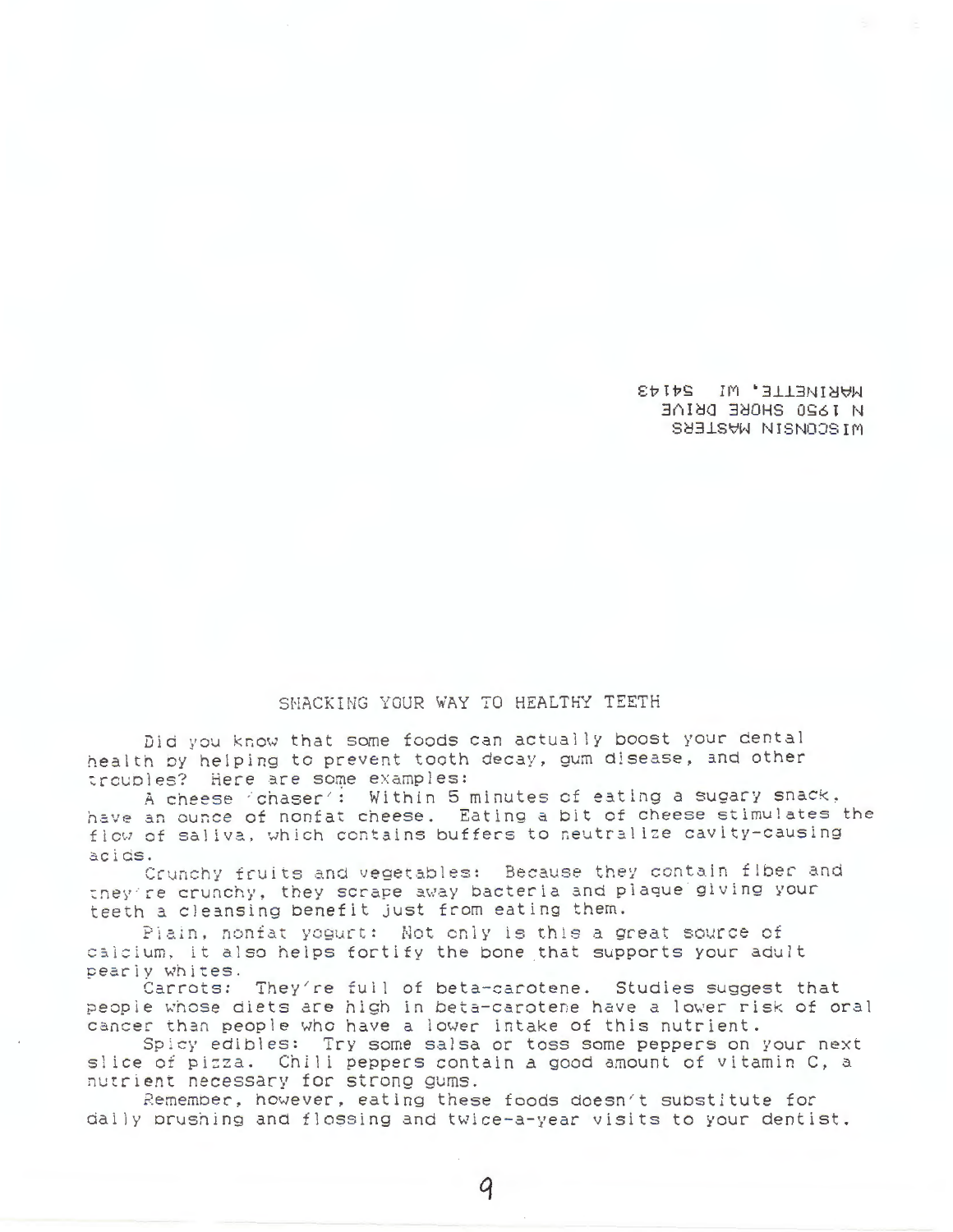WISCONSIN MASTERS
N 1950 SHORE DRIVE
MARINETTE, WI 54143

## SNACKING YOUR WAY TO HEALTHY TEETH

Did you know that some foods can actually boost your dental health by helping to prevent tooth decay, gum disease, and other troubles? Here are some examples:

A cheese 'chaser': Within 5 minutes of eating a sugary snack, have an ounce of nonfat cheese. Eating a bit of cheese stimulates the flow of saliva, which contains buffers to neutralize cavity-causing acids.

Crunchy fruits and vegetables: Because they contain fiber and they're crunchy, they scrape away bacteria and plaque giving your teeth a cleansing benefit just from eating them.

Plain, nonfat yogurt: Not only is this a great source of calcium, it also helps fortify the bone that supports your adult pearly whites.

Carrots: They're full of beta-carotene. Studies suggest that people whose diets are high in beta-carotene have a lower risk of oral cancer than people who have a lower intake of this nutrient.

Spicy edibles: Try some salsa or toss some peppers on your next slice of pizza. Chili peppers contain a good amount of vitamin C, a nutrient necessary for strong gums.

Remember, however, eating these foods doesn't substitute for daily brushing and flossing and twice-a-year visits to your dentist.